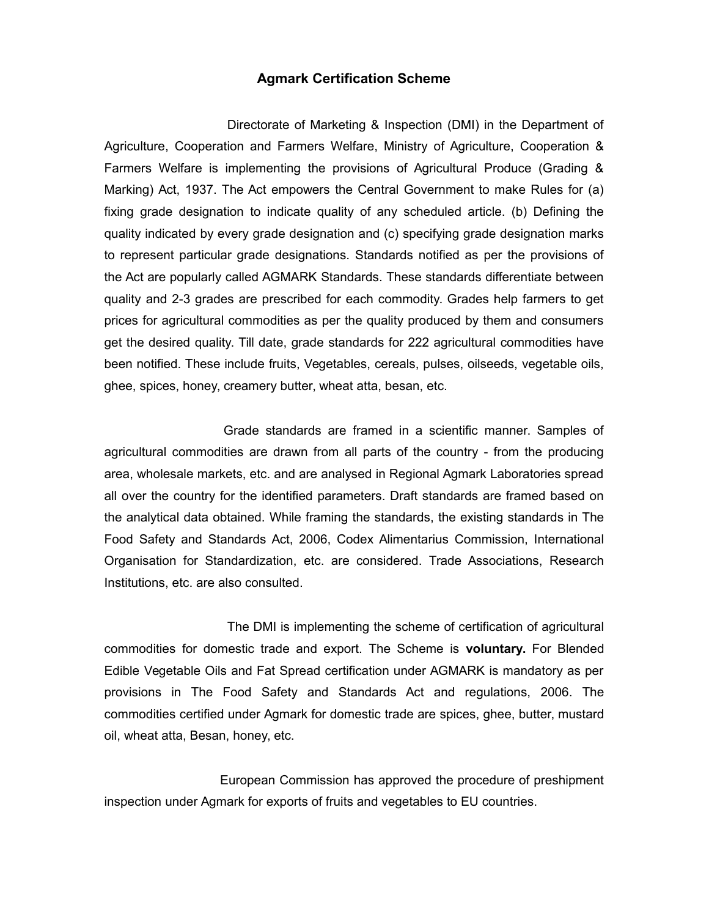# Agmark Certification Scheme

Directorate of Marketing & Inspection (DMI) in the Department of Agriculture, Cooperation and Farmers Welfare, Ministry of Agriculture, Cooperation & Farmers Welfare is implementing the provisions of Agricultural Produce (Grading & Marking) Act, 1937. The Act empowers the Central Government to make Rules for (a) fixing grade designation to indicate quality of any scheduled article. (b) Defining the quality indicated by every grade designation and (c) specifying grade designation marks to represent particular grade designations. Standards notified as per the provisions of the Act are popularly called AGMARK Standards. These standards differentiate between quality and 2-3 grades are prescribed for each commodity. Grades help farmers to get prices for agricultural commodities as per the quality produced by them and consumers get the desired quality. Till date, grade standards for 222 agricultural commodities have been notified. These include fruits, Vegetables, cereals, pulses, oilseeds, vegetable oils, ghee, spices, honey, creamery butter, wheat atta, besan, etc.

Grade standards are framed in a scientific manner. Samples of agricultural commodities are drawn from all parts of the country - from the producing area, wholesale markets, etc. and are analysed in Regional Agmark Laboratories spread all over the country for the identified parameters. Draft standards are framed based on the analytical data obtained. While framing the standards, the existing standards in The Food Safety and Standards Act, 2006, Codex Alimentarius Commission, International Organisation for Standardization, etc. are considered. Trade Associations, Research Institutions, etc. are also consulted.

The DMI is implementing the scheme of certification of agricultural commodities for domestic trade and export. The Scheme is **voluntary.** For Blended Edible Vegetable Oils and Fat Spread certification under AGMARK is mandatory as per provisions in The Food Safety and Standards Act and regulations, 2006. The commodities certified under Agmark for domestic trade are spices, ghee, butter, mustard oil, wheat atta, Besan, honey, etc.

European Commission has approved the procedure of preshipment inspection under Agmark for exports of fruits and vegetables to EU countries.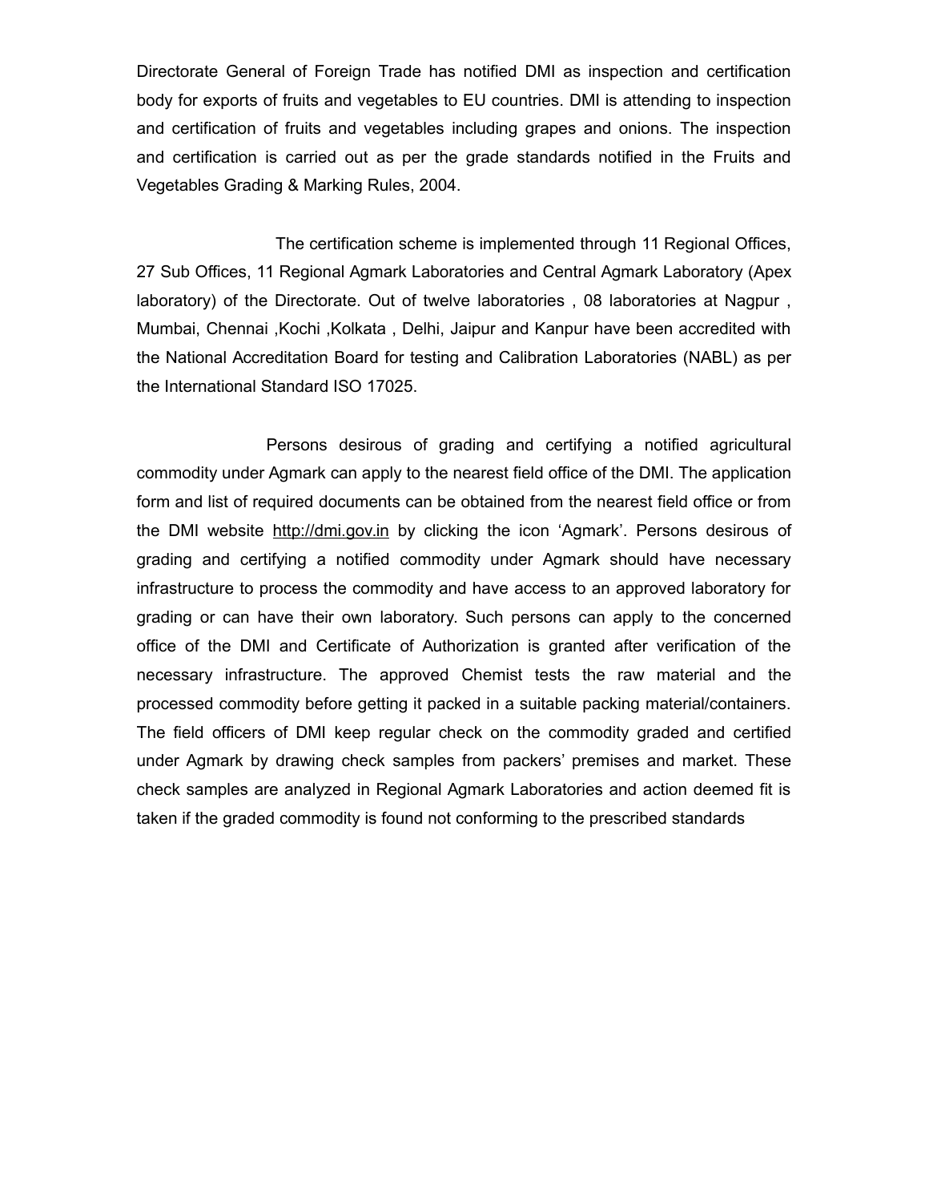Directorate General of Foreign Trade has notified DMI as inspection and certification body for exports of fruits and vegetables to EU countries. DMI is attending to inspection and certification of fruits and vegetables including grapes and onions. The inspection and certification is carried out as per the grade standards notified in the Fruits and Vegetables Grading & Marking Rules, 2004.

The certification scheme is implemented through 11 Regional Offices, 27 Sub Offices, 11 Regional Agmark Laboratories and Central Agmark Laboratory (Apex laboratory) of the Directorate. Out of twelve laboratories , 08 laboratories at Nagpur , Mumbai, Chennai ,Kochi ,Kolkata , Delhi, Jaipur and Kanpur have been accredited with the National Accreditation Board for testing and Calibration Laboratories (NABL) as per the International Standard ISO 17025.

Persons desirous of grading and certifying a notified agricultural commodity under Agmark can apply to the nearest field office of the DMI. The application form and list of required documents can be obtained from the nearest field office or from the DMI website http://dmi.gov.in by clicking the icon 'Agmark'. Persons desirous of grading and certifying a notified commodity under Agmark should have necessary infrastructure to process the commodity and have access to an approved laboratory for grading or can have their own laboratory. Such persons can apply to the concerned office of the DMI and Certificate of Authorization is granted after verification of the necessary infrastructure. The approved Chemist tests the raw material and the processed commodity before getting it packed in a suitable packing material/containers. The field officers of DMI keep regular check on the commodity graded and certified under Agmark by drawing check samples from packers' premises and market. These check samples are analyzed in Regional Agmark Laboratories and action deemed fit is taken if the graded commodity is found not conforming to the prescribed standards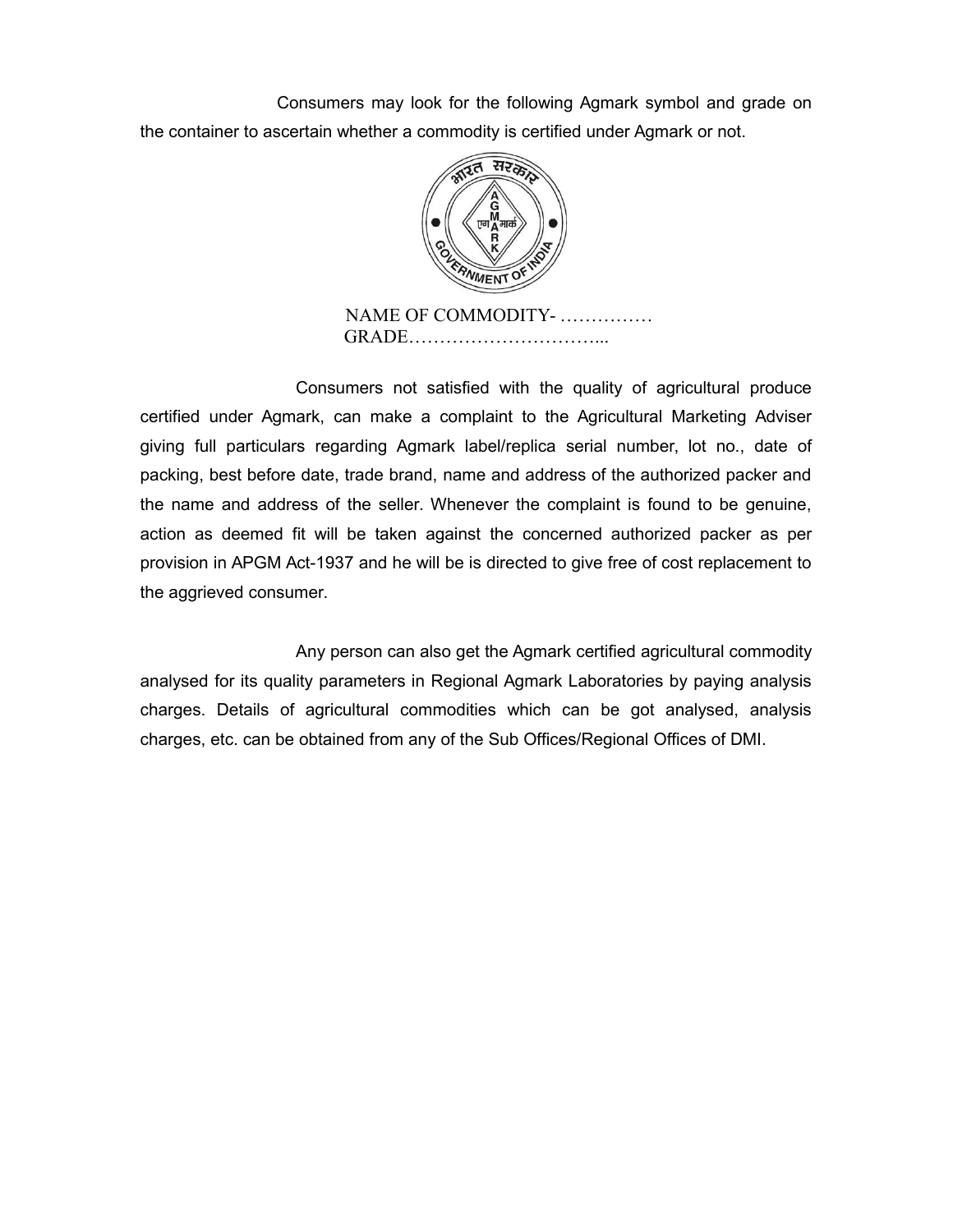Consumers may look for the following Agmark symbol and grade on the container to ascertain whether a commodity is certified under Agmark or not.

NAME OF COMMODITY- ……………
GRADE…………………………...

Consumers not satisfied with the quality of agricultural produce certified under Agmark, can make a complaint to the Agricultural Marketing Adviser giving full particulars regarding Agmark label/replica serial number, lot no., date of packing, best before date, trade brand, name and address of the authorized packer and the name and address of the seller. Whenever the complaint is found to be genuine, action as deemed fit will be taken against the concerned authorized packer as per provision in APGM Act-1937 and he will be is directed to give free of cost replacement to the aggrieved consumer.

Any person can also get the Agmark certified agricultural commodity analysed for its quality parameters in Regional Agmark Laboratories by paying analysis charges. Details of agricultural commodities which can be got analysed, analysis charges, etc. can be obtained from any of the Sub Offices/Regional Offices of DMI.